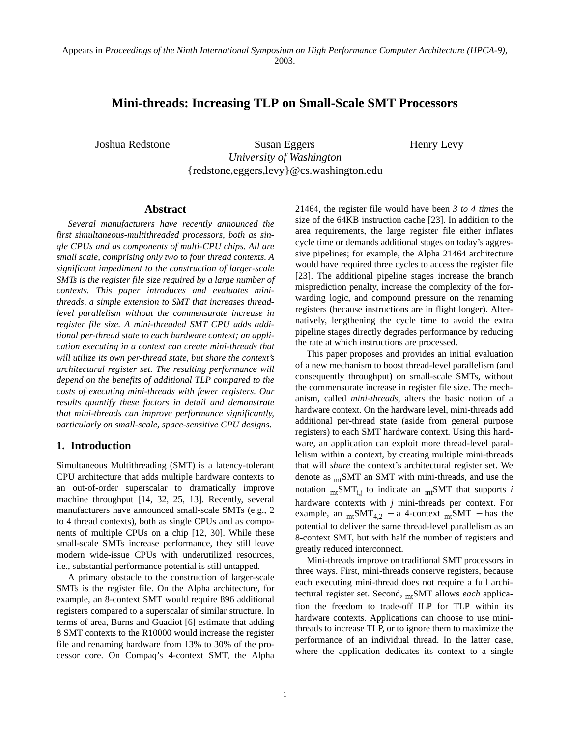Appears in *Proceedings of the Ninth International Symposium on High Performance Computer Architecture (HPCA-9)*, 2003.

# Mini-threads: Increasing TLP on Small-Scale SMT Processors

Joshua Redstone, Susan Eggers, Henry Levy
*University of Washington*
{redstone,eggers,levy}@cs.washington.edu

## Abstract

*Several manufacturers have recently announced the first simultaneous-multithreaded processors, both as single CPUs and as components of multi-CPU chips. All are small scale, comprising only two to four thread contexts. A significant impediment to the construction of larger-scale SMTs is the register file size required by a large number of contexts. This paper introduces and evaluates mini-threads, a simple extension to SMT that increases thread-level parallelism without the commensurate increase in register file size. A mini-threaded SMT CPU adds additional per-thread state to each hardware context; an application executing in a context can create mini-threads that will utilize its own per-thread state, but share the context's architectural register set. The resulting performance will depend on the benefits of additional TLP compared to the costs of executing mini-threads with fewer registers. Our results quantify these factors in detail and demonstrate that mini-threads can improve performance significantly, particularly on small-scale, space-sensitive CPU designs.*

## 1. Introduction

Simultaneous Multithreading (SMT) is a latency-tolerant CPU architecture that adds multiple hardware contexts to an out-of-order superscalar to dramatically improve machine throughput [14, 32, 25, 13]. Recently, several manufacturers have announced small-scale SMTs (e.g., 2 to 4 thread contexts), both as single CPUs and as components of multiple CPUs on a chip [12, 30]. While these small-scale SMTs increase performance, they still leave modern wide-issue CPUs with underutilized resources, i.e., substantial performance potential is still untapped.

A primary obstacle to the construction of larger-scale SMTs is the register file. On the Alpha architecture, for example, an 8-context SMT would require 896 additional registers compared to a superscalar of similar structure. In terms of area, Burns and Guadiot [6] estimate that adding 8 SMT contexts to the R10000 would increase the register file and renaming hardware from 13% to 30% of the processor core. On Compaq's 4-context SMT, the Alpha 21464, the register file would have been *3 to 4 times* the size of the 64KB instruction cache [23]. In addition to the area requirements, the large register file either inflates cycle time or demands additional stages on today's aggressive pipelines; for example, the Alpha 21464 architecture would have required three cycles to access the register file [23]. The additional pipeline stages increase the branch misprediction penalty, increase the complexity of the forwarding logic, and compound pressure on the renaming registers (because instructions are in flight longer). Alternatively, lengthening the cycle time to avoid the extra pipeline stages directly degrades performance by reducing the rate at which instructions are processed.

This paper proposes and provides an initial evaluation of a new mechanism to boost thread-level parallelism (and consequently throughput) on small-scale SMTs, without the commensurate increase in register file size. The mechanism, called *mini-threads*, alters the basic notion of a hardware context. On the hardware level, mini-threads add additional per-thread state (aside from general purpose registers) to each SMT hardware context. Using this hardware, an application can exploit more thread-level parallelism within a context, by creating multiple mini-threads that will *share* the context's architectural register set. We denote as $_{mt}$SMT an SMT with mini-threads, and use the notation $_{mt}SMT_{i,j}$ to indicate an $_{mt}$SMT that supports $i$ hardware contexts with $j$ mini-threads per context. For example, an $_{mt}SMT_{4,2}$ – a 4-context $_{mt}$SMT – has the potential to deliver the same thread-level parallelism as an 8-context SMT, but with half the number of registers and greatly reduced interconnect.

Mini-threads improve on traditional SMT processors in three ways. First, mini-threads conserve registers, because each executing mini-thread does not require a full architectural register set. Second, $_{mt}$SMT allows *each* application the freedom to trade-off ILP for TLP within its hardware contexts. Applications can choose to use mini-threads to increase TLP, or to ignore them to maximize the performance of an individual thread. In the latter case, where the application dedicates its context to a single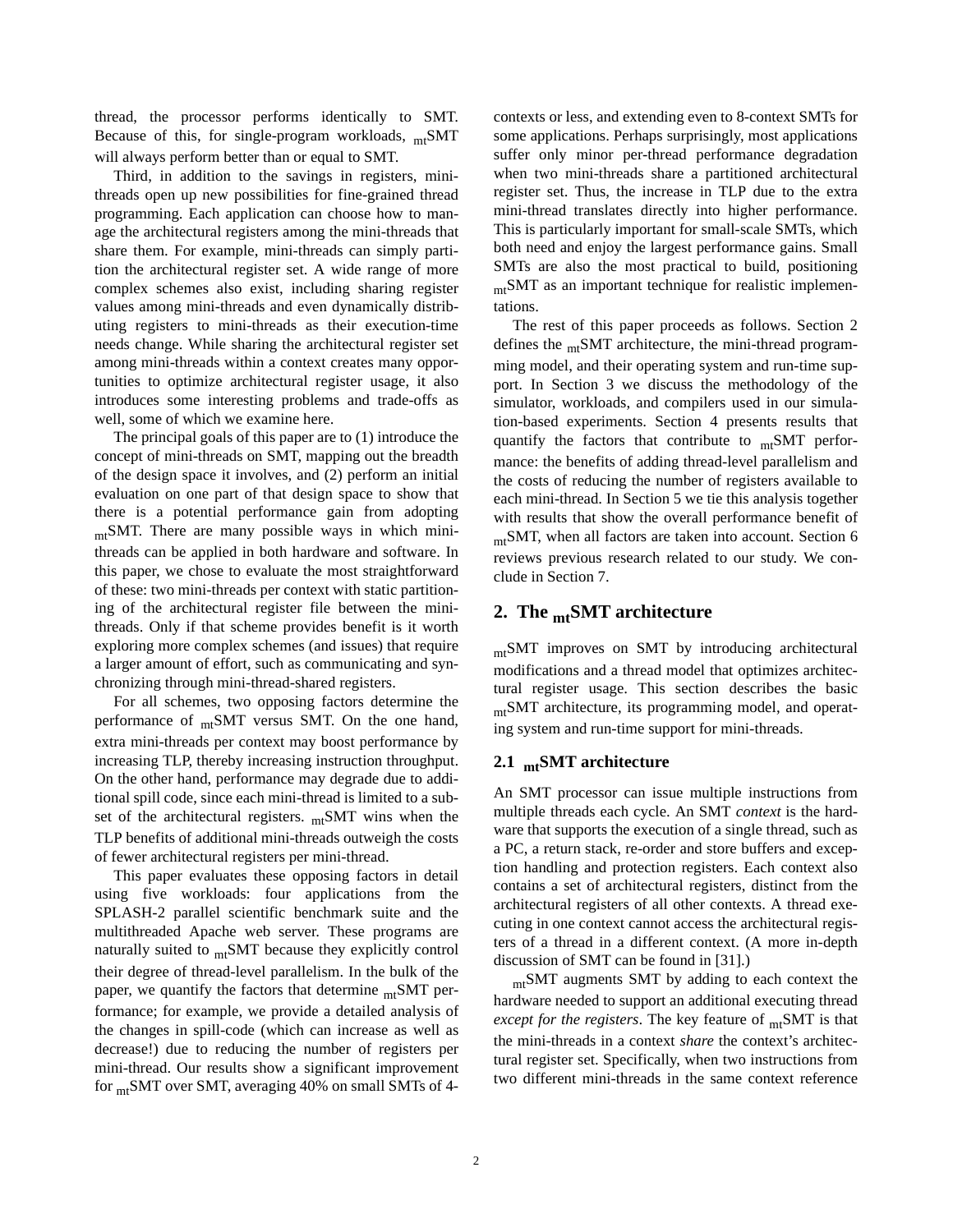thread, the processor performs identically to SMT. Because of this, for single-program workloads, $_{mt}$SMT will always perform better than or equal to SMT.

Third, in addition to the savings in registers, mini-threads open up new possibilities for fine-grained thread programming. Each application can choose how to manage the architectural registers among the mini-threads that share them. For example, mini-threads can simply partition the architectural register set. A wide range of more complex schemes also exist, including sharing register values among mini-threads and even dynamically distributing registers to mini-threads as their execution-time needs change. While sharing the architectural register set among mini-threads within a context creates many opportunities to optimize architectural register usage, it also introduces some interesting problems and trade-offs as well, some of which we examine here.

The principal goals of this paper are to (1) introduce the concept of mini-threads on SMT, mapping out the breadth of the design space it involves, and (2) perform an initial evaluation on one part of that design space to show that there is a potential performance gain from adopting $_{mt}$SMT. There are many possible ways in which mini-threads can be applied in both hardware and software. In this paper, we chose to evaluate the most straightforward of these: two mini-threads per context with static partitioning of the architectural register file between the mini-threads. Only if that scheme provides benefit is it worth exploring more complex schemes (and issues) that require a larger amount of effort, such as communicating and synchronizing through mini-thread-shared registers.

For all schemes, two opposing factors determine the performance of $_{mt}$SMT versus SMT. On the one hand, extra mini-threads per context may boost performance by increasing TLP, thereby increasing instruction throughput. On the other hand, performance may degrade due to additional spill code, since each mini-thread is limited to a subset of the architectural registers. $_{mt}$SMT wins when the TLP benefits of additional mini-threads outweigh the costs of fewer architectural registers per mini-thread.

This paper evaluates these opposing factors in detail using five workloads: four applications from the SPLASH-2 parallel scientific benchmark suite and the multithreaded Apache web server. These programs are naturally suited to $_{mt}$SMT because they explicitly control their degree of thread-level parallelism. In the bulk of the paper, we quantify the factors that determine $_{mt}$SMT performance; for example, we provide a detailed analysis of the changes in spill-code (which can increase as well as decrease!) due to reducing the number of registers per mini-thread. Our results show a significant improvement for $_{mt}$SMT over SMT, averaging 40% on small SMTs of 4-contexts or less, and extending even to 8-context SMTs for some applications. Perhaps surprisingly, most applications suffer only minor per-thread performance degradation when two mini-threads share a partitioned architectural register set. Thus, the increase in TLP due to the extra mini-thread translates directly into higher performance. This is particularly important for small-scale SMTs, which both need and enjoy the largest performance gains. Small SMTs are also the most practical to build, positioning $_{mt}$SMT as an important technique for realistic implementations.

The rest of this paper proceeds as follows. Section 2 defines the $_{mt}$SMT architecture, the mini-thread programming model, and their operating system and run-time support. In Section 3 we discuss the methodology of the simulator, workloads, and compilers used in our simulation-based experiments. Section 4 presents results that quantify the factors that contribute to $_{mt}$SMT performance: the benefits of adding thread-level parallelism and the costs of reducing the number of registers available to each mini-thread. In Section 5 we tie this analysis together with results that show the overall performance benefit of $_{mt}$SMT, when all factors are taken into account. Section 6 reviews previous research related to our study. We conclude in Section 7.

## 2. The $_{mt}$SMT architecture

$_{mt}$SMT improves on SMT by introducing architectural modifications and a thread model that optimizes architectural register usage. This section describes the basic $_{mt}$SMT architecture, its programming model, and operating system and run-time support for mini-threads.

### 2.1 $_{mt}$SMT architecture

An SMT processor can issue multiple instructions from multiple threads each cycle. An SMT *context* is the hardware that supports the execution of a single thread, such as a PC, a return stack, re-order and store buffers and exception handling and protection registers. Each context also contains a set of architectural registers, distinct from the architectural registers of all other contexts. A thread executing in one context cannot access the architectural registers of a thread in a different context. (A more in-depth discussion of SMT can be found in [31].)

$_{mt}$SMT augments SMT by adding to each context the hardware needed to support an additional executing thread *except for the registers*. The key feature of $_{mt}$SMT is that the mini-threads in a context *share* the context's architectural register set. Specifically, when two instructions from two different mini-threads in the same context reference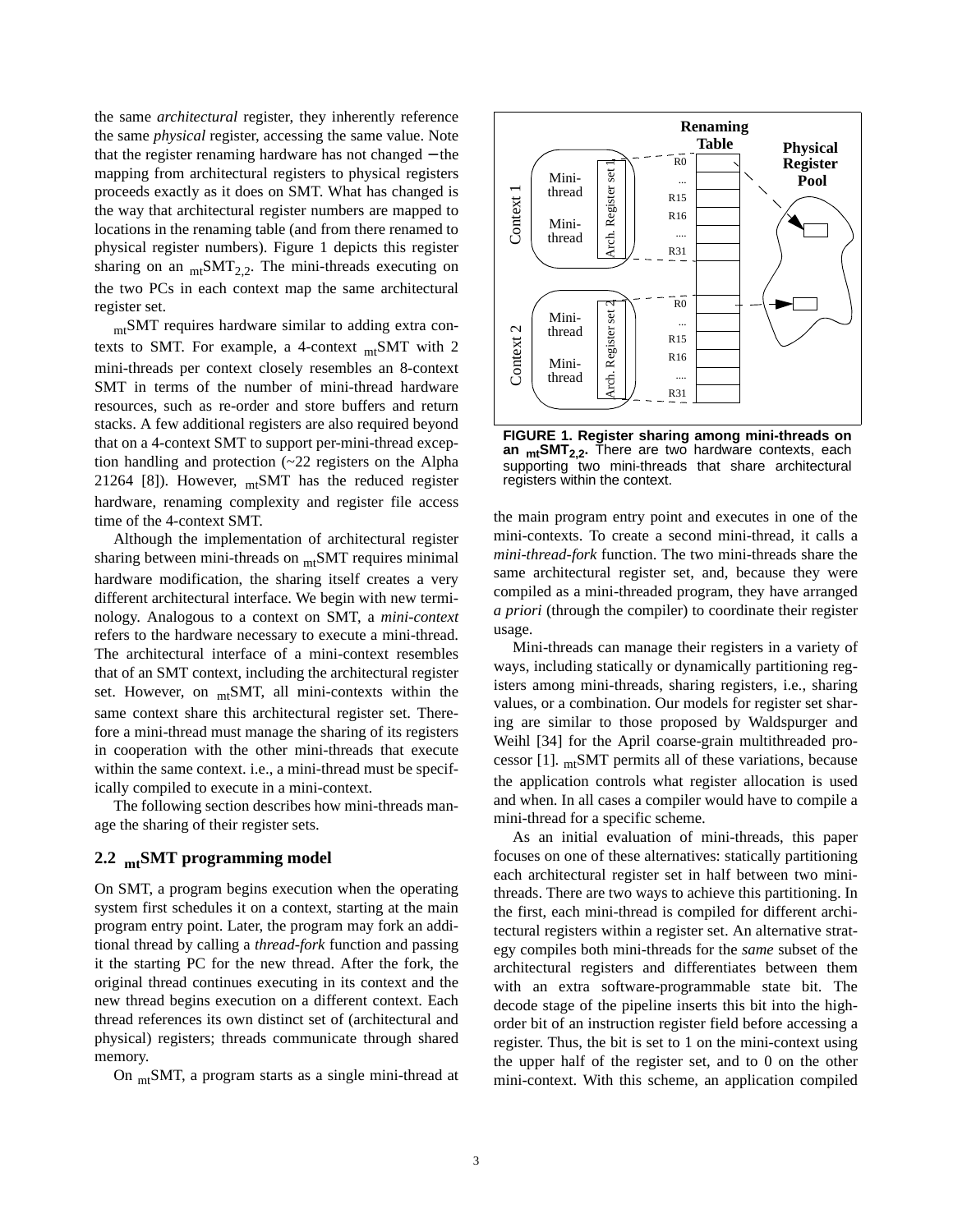the same *architectural* register, they inherently reference the same *physical* register, accessing the same value. Note that the register renaming hardware has not changed − the mapping from architectural registers to physical registers proceeds exactly as it does on SMT. What has changed is the way that architectural register numbers are mapped to locations in the renaming table (and from there renamed to physical register numbers). Figure 1 depicts this register sharing on an $_{mt}SMT_{2,2}$. The mini-threads executing on the two PCs in each context map the same architectural register set.

$_{mt}$SMT requires hardware similar to adding extra contexts to SMT. For example, a 4-context $_{mt}$SMT with 2 mini-threads per context closely resembles an 8-context SMT in terms of the number of mini-thread hardware resources, such as re-order and store buffers and return stacks. A few additional registers are also required beyond that on a 4-context SMT to support per-mini-thread exception handling and protection (~22 registers on the Alpha 21264 [8]). However, $_{mt}$SMT has the reduced register hardware, renaming complexity and register file access time of the 4-context SMT.

Although the implementation of architectural register sharing between mini-threads on $_{mt}$SMT requires minimal hardware modification, the sharing itself creates a very different architectural interface. We begin with new terminology. Analogous to a context on SMT, a *mini-context* refers to the hardware necessary to execute a mini-thread. The architectural interface of a mini-context resembles that of an SMT context, including the architectural register set. However, on $_{mt}$SMT, all mini-contexts within the same context share this architectural register set. Therefore a mini-thread must manage the sharing of its registers in cooperation with the other mini-threads that execute within the same context. i.e., a mini-thread must be specifically compiled to execute in a mini-context.

The following section describes how mini-threads manage the sharing of their register sets.

## 2.2 $_{mt}$SMT programming model

On SMT, a program begins execution when the operating system first schedules it on a context, starting at the main program entry point. Later, the program may fork an additional thread by calling a *thread-fork* function and passing it the starting PC for the new thread. After the fork, the original thread continues executing in its context and the new thread begins execution on a different context. Each thread references its own distinct set of (architectural and physical) registers; threads communicate through shared memory.

On $_{mt}$SMT, a program starts as a single mini-thread at the main program entry point and executes in one of the mini-contexts. To create a second mini-thread, it calls a *mini-thread-fork* function. The two mini-threads share the same architectural register set, and, because they were compiled as a mini-threaded program, they have arranged *a priori* (through the compiler) to coordinate their register usage.

**FIGURE 1. Register sharing among mini-threads on an $_{mt}SMT_{2,2}$.** There are two hardware contexts, each supporting two mini-threads that share architectural registers within the context.

Mini-threads can manage their registers in a variety of ways, including statically or dynamically partitioning registers among mini-threads, sharing registers, i.e., sharing values, or a combination. Our models for register set sharing are similar to those proposed by Waldspurger and Weihl [34] for the April coarse-grain multithreaded processor [1]. $_{mt}$SMT permits all of these variations, because the application controls what register allocation is used and when. In all cases a compiler would have to compile a mini-thread for a specific scheme.

As an initial evaluation of mini-threads, this paper focuses on one of these alternatives: statically partitioning each architectural register set in half between two mini-threads. There are two ways to achieve this partitioning. In the first, each mini-thread is compiled for different architectural registers within a register set. An alternative strategy compiles both mini-threads for the *same* subset of the architectural registers and differentiates between them with an extra software-programmable state bit. The decode stage of the pipeline inserts this bit into the high-order bit of an instruction register field before accessing a register. Thus, the bit is set to 1 on the mini-context using the upper half of the register set, and to 0 on the other mini-context. With this scheme, an application compiled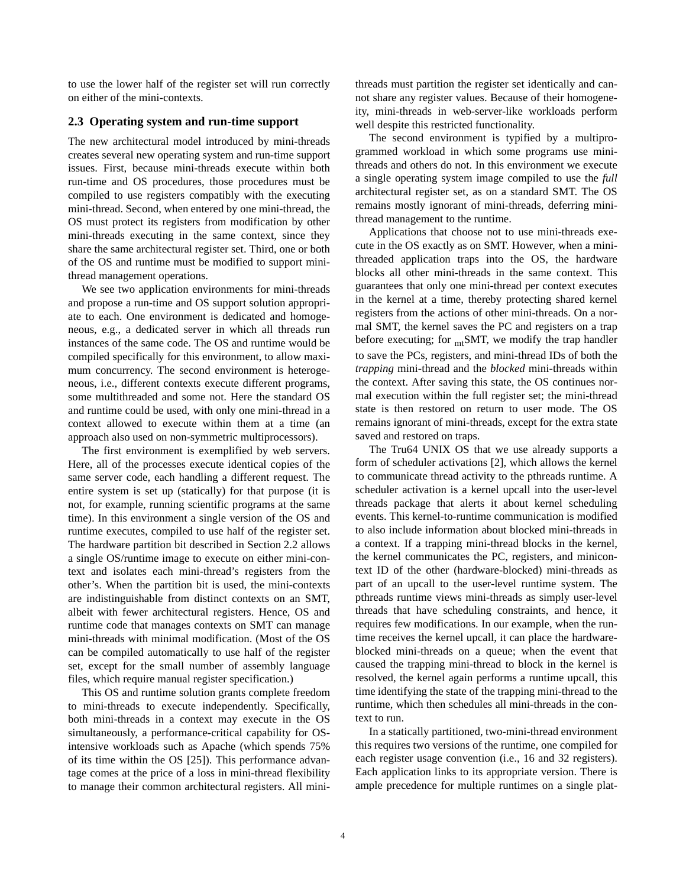to use the lower half of the register set will run correctly on either of the mini-contexts.

### 2.3 Operating system and run-time support

The new architectural model introduced by mini-threads creates several new operating system and run-time support issues. First, because mini-threads execute within both run-time and OS procedures, those procedures must be compiled to use registers compatibly with the executing mini-thread. Second, when entered by one mini-thread, the OS must protect its registers from modification by other mini-threads executing in the same context, since they share the same architectural register set. Third, one or both of the OS and runtime must be modified to support mini-thread management operations.

We see two application environments for mini-threads and propose a run-time and OS support solution appropriate to each. One environment is dedicated and homogeneous, e.g., a dedicated server in which all threads run instances of the same code. The OS and runtime would be compiled specifically for this environment, to allow maximum concurrency. The second environment is heterogeneous, i.e., different contexts execute different programs, some multithreaded and some not. Here the standard OS and runtime could be used, with only one mini-thread in a context allowed to execute within them at a time (an approach also used on non-symmetric multiprocessors).

The first environment is exemplified by web servers. Here, all of the processes execute identical copies of the same server code, each handling a different request. The entire system is set up (statically) for that purpose (it is not, for example, running scientific programs at the same time). In this environment a single version of the OS and runtime executes, compiled to use half of the register set. The hardware partition bit described in Section 2.2 allows a single OS/runtime image to execute on either mini-context and isolates each mini-thread's registers from the other's. When the partition bit is used, the mini-contexts are indistinguishable from distinct contexts on an SMT, albeit with fewer architectural registers. Hence, OS and runtime code that manages contexts on SMT can manage mini-threads with minimal modification. (Most of the OS can be compiled automatically to use half of the register set, except for the small number of assembly language files, which require manual register specification.)

This OS and runtime solution grants complete freedom to mini-threads to execute independently. Specifically, both mini-threads in a context may execute in the OS simultaneously, a performance-critical capability for OS-intensive workloads such as Apache (which spends 75% of its time within the OS [25]). This performance advantage comes at the price of a loss in mini-thread flexibility to manage their common architectural registers. All mini-threads must partition the register set identically and cannot share any register values. Because of their homogeneity, mini-threads in web-server-like workloads perform well despite this restricted functionality.

The second environment is typified by a multiprogrammed workload in which some programs use mini-threads and others do not. In this environment we execute a single operating system image compiled to use the *full* architectural register set, as on a standard SMT. The OS remains mostly ignorant of mini-threads, deferring mini-thread management to the runtime.

Applications that choose not to use mini-threads execute in the OS exactly as on SMT. However, when a mini-threaded application traps into the OS, the hardware blocks all other mini-threads in the same context. This guarantees that only one mini-thread per context executes in the kernel at a time, thereby protecting shared kernel registers from the actions of other mini-threads. On a normal SMT, the kernel saves the PC and registers on a trap before executing; for $_{mt}$SMT, we modify the trap handler to save the PCs, registers, and mini-thread IDs of both the *trapping* mini-thread and the *blocked* mini-threads within the context. After saving this state, the OS continues normal execution within the full register set; the mini-thread state is then restored on return to user mode. The OS remains ignorant of mini-threads, except for the extra state saved and restored on traps.

The Tru64 UNIX OS that we use already supports a form of scheduler activations [2], which allows the kernel to communicate thread activity to the pthreads runtime. A scheduler activation is a kernel upcall into the user-level threads package that alerts it about kernel scheduling events. This kernel-to-runtime communication is modified to also include information about blocked mini-threads in a context. If a trapping mini-thread blocks in the kernel, the kernel communicates the PC, registers, and minicontext ID of the other (hardware-blocked) mini-threads as part of an upcall to the user-level runtime system. The pthreads runtime views mini-threads as simply user-level threads that have scheduling constraints, and hence, it requires few modifications. In our example, when the runtime receives the kernel upcall, it can place the hardware-blocked mini-threads on a queue; when the event that caused the trapping mini-thread to block in the kernel is resolved, the kernel again performs a runtime upcall, this time identifying the state of the trapping mini-thread to the runtime, which then schedules all mini-threads in the context to run.

In a statically partitioned, two-mini-thread environment this requires two versions of the runtime, one compiled for each register usage convention (i.e., 16 and 32 registers). Each application links to its appropriate version. There is ample precedence for multiple runtimes on a single plat-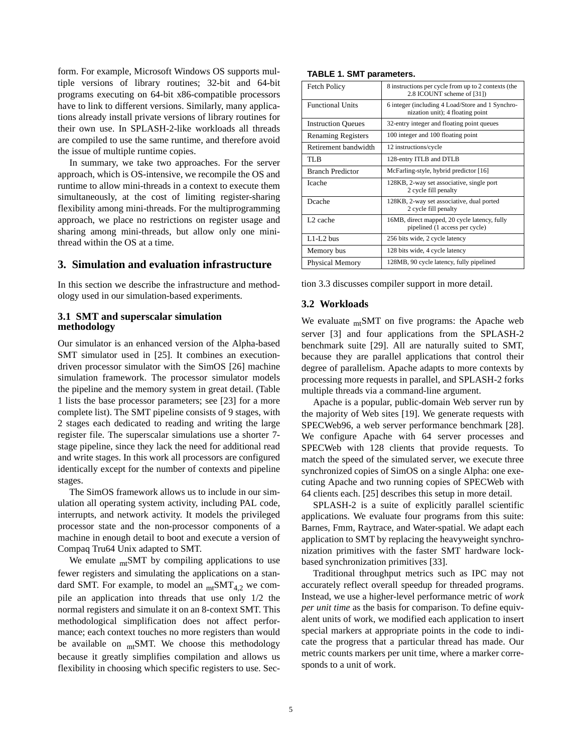form. For example, Microsoft Windows OS supports multiple versions of library routines; 32-bit and 64-bit programs executing on 64-bit x86-compatible processors have to link to different versions. Similarly, many applications already install private versions of library routines for their own use. In SPLASH-2-like workloads all threads are compiled to use the same runtime, and therefore avoid the issue of multiple runtime copies.

In summary, we take two approaches. For the server approach, which is OS-intensive, we recompile the OS and runtime to allow mini-threads in a context to execute them simultaneously, at the cost of limiting register-sharing flexibility among mini-threads. For the multiprogramming approach, we place no restrictions on register usage and sharing among mini-threads, but allow only one mini-thread within the OS at a time.

## 3. Simulation and evaluation infrastructure

In this section we describe the infrastructure and methodology used in our simulation-based experiments.

### 3.1 SMT and superscalar simulation methodology

Our simulator is an enhanced version of the Alpha-based SMT simulator used in [25]. It combines an execution-driven processor simulator with the SimOS [26] machine simulation framework. The processor simulator models the pipeline and the memory system in great detail. (Table 1 lists the base processor parameters; see [23] for a more complete list). The SMT pipeline consists of 9 stages, with 2 stages each dedicated to reading and writing the large register file. The superscalar simulations use a shorter 7-stage pipeline, since they lack the need for additional read and write stages. In this work all processors are configured identically except for the number of contexts and pipeline stages.

The SimOS framework allows us to include in our simulation all operating system activity, including PAL code, interrupts, and network activity. It models the privileged processor state and the non-processor components of a machine in enough detail to boot and execute a version of Compaq Tru64 Unix adapted to SMT.

We emulate $_{mt}$SMT by compiling applications to use fewer registers and simulating the applications on a standard SMT. For example, to model an $_{mt}SMT_{4,2}$ we compile an application into threads that use only 1/2 the normal registers and simulate it on an 8-context SMT. This methodological simplification does not affect performance; each context touches no more registers than would be available on $_{mt}$SMT. We choose this methodology because it greatly simplifies compilation and allows us flexibility in choosing which specific registers to use. Section 3.3 discusses compiler support in more detail.

**TABLE 1. SMT parameters.**

| | |
|---|---|
| Fetch Policy | 8 instructions per cycle from up to 2 contexts (the 2.8 ICOUNT scheme of [31]) |
| Functional Units | 6 integer (including 4 Load/Store and 1 Synchronization unit); 4 floating point |
| Instruction Queues | 32-entry integer and floating point queues |
| Renaming Registers | 100 integer and 100 floating point |
| Retirement bandwidth | 12 instructions/cycle |
| TLB | 128-entry ITLB and DTLB |
| Branch Predictor | McFarling-style, hybrid predictor [16] |
| Icache | 128KB, 2-way set associative, single port 2 cycle fill penalty |
| Dcache | 128KB, 2-way set associative, dual ported 2 cycle fill penalty |
| L2 cache | 16MB, direct mapped, 20 cycle latency, fully pipelined (1 access per cycle) |
| L1-L2 bus | 256 bits wide, 2 cycle latency |
| Memory bus | 128 bits wide, 4 cycle latency |
| Physical Memory | 128MB, 90 cycle latency, fully pipelined |

### 3.2 Workloads

We evaluate $_{mt}$SMT on five programs: the Apache web server [3] and four applications from the SPLASH-2 benchmark suite [29]. All are naturally suited to SMT, because they are parallel applications that control their degree of parallelism. Apache adapts to more contexts by processing more requests in parallel, and SPLASH-2 forks multiple threads via a command-line argument.

Apache is a popular, public-domain Web server run by the majority of Web sites [19]. We generate requests with SPECWeb96, a web server performance benchmark [28]. We configure Apache with 64 server processes and SPECWeb with 128 clients that provide requests. To match the speed of the simulated server, we execute three synchronized copies of SimOS on a single Alpha: one executing Apache and two running copies of SPECWeb with 64 clients each. [25] describes this setup in more detail.

SPLASH-2 is a suite of explicitly parallel scientific applications. We evaluate four programs from this suite: Barnes, Fmm, Raytrace, and Water-spatial. We adapt each application to SMT by replacing the heavyweight synchronization primitives with the faster SMT hardware lock-based synchronization primitives [33].

Traditional throughput metrics such as IPC may not accurately reflect overall speedup for threaded programs. Instead, we use a higher-level performance metric of *work per unit time* as the basis for comparison. To define equivalent units of work, we modified each application to insert special markers at appropriate points in the code to indicate the progress that a particular thread has made. Our metric counts markers per unit time, where a marker corresponds to a unit of work.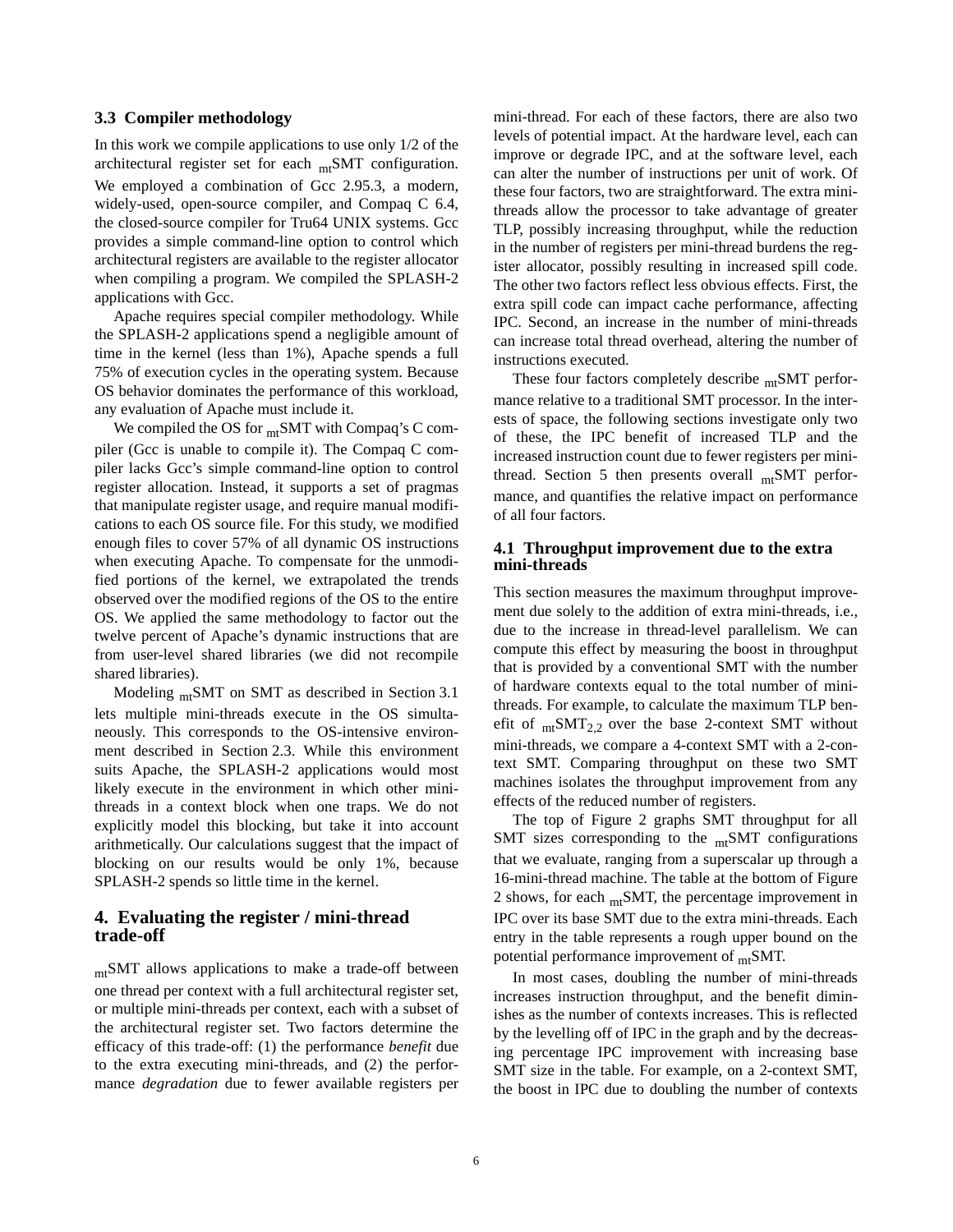### 3.3 Compiler methodology

In this work we compile applications to use only 1/2 of the architectural register set for each $_{mt}$SMT configuration. We employed a combination of Gcc 2.95.3, a modern, widely-used, open-source compiler, and Compaq C 6.4, the closed-source compiler for Tru64 UNIX systems. Gcc provides a simple command-line option to control which architectural registers are available to the register allocator when compiling a program. We compiled the SPLASH-2 applications with Gcc.

Apache requires special compiler methodology. While the SPLASH-2 applications spend a negligible amount of time in the kernel (less than 1%), Apache spends a full 75% of execution cycles in the operating system. Because OS behavior dominates the performance of this workload, any evaluation of Apache must include it.

We compiled the OS for $_{mt}$SMT with Compaq's C compiler (Gcc is unable to compile it). The Compaq C compiler lacks Gcc's simple command-line option to control register allocation. Instead, it supports a set of pragmas that manipulate register usage, and require manual modifications to each OS source file. For this study, we modified enough files to cover 57% of all dynamic OS instructions when executing Apache. To compensate for the unmodified portions of the kernel, we extrapolated the trends observed over the modified regions of the OS to the entire OS. We applied the same methodology to factor out the twelve percent of Apache's dynamic instructions that are from user-level shared libraries (we did not recompile shared libraries).

Modeling $_{mt}$SMT on SMT as described in Section 3.1 lets multiple mini-threads execute in the OS simultaneously. This corresponds to the OS-intensive environment described in Section 2.3. While this environment suits Apache, the SPLASH-2 applications would most likely execute in the environment in which other mini-threads in a context block when one traps. We do not explicitly model this blocking, but take it into account arithmetically. Our calculations suggest that the impact of blocking on our results would be only 1%, because SPLASH-2 spends so little time in the kernel.

## 4. Evaluating the register / mini-thread trade-off

$_{mt}$SMT allows applications to make a trade-off between one thread per context with a full architectural register set, or multiple mini-threads per context, each with a subset of the architectural register set. Two factors determine the efficacy of this trade-off: (1) the performance *benefit* due to the extra executing mini-threads, and (2) the performance *degradation* due to fewer available registers per mini-thread. For each of these factors, there are also two levels of potential impact. At the hardware level, each can improve or degrade IPC, and at the software level, each can alter the number of instructions per unit of work. Of these four factors, two are straightforward. The extra mini-threads allow the processor to take advantage of greater TLP, possibly increasing throughput, while the reduction in the number of registers per mini-thread burdens the register allocator, possibly resulting in increased spill code. The other two factors reflect less obvious effects. First, the extra spill code can impact cache performance, affecting IPC. Second, an increase in the number of mini-threads can increase total thread overhead, altering the number of instructions executed.

These four factors completely describe $_{mt}$SMT performance relative to a traditional SMT processor. In the interests of space, the following sections investigate only two of these, the IPC benefit of increased TLP and the increased instruction count due to fewer registers per mini-thread. Section 5 then presents overall $_{mt}$SMT performance, and quantifies the relative impact on performance of all four factors.

### 4.1 Throughput improvement due to the extra mini-threads

This section measures the maximum throughput improvement due solely to the addition of extra mini-threads, i.e., due to the increase in thread-level parallelism. We can compute this effect by measuring the boost in throughput that is provided by a conventional SMT with the number of hardware contexts equal to the total number of mini-threads. For example, to calculate the maximum TLP benefit of $_{mt}SMT_{2,2}$ over the base 2-context SMT without mini-threads, we compare a 4-context SMT with a 2-context SMT. Comparing throughput on these two SMT machines isolates the throughput improvement from any effects of the reduced number of registers.

The top of Figure 2 graphs SMT throughput for all SMT sizes corresponding to the $_{mt}$SMT configurations that we evaluate, ranging from a superscalar up through a 16-mini-thread machine. The table at the bottom of Figure 2 shows, for each $_{mt}$SMT, the percentage improvement in IPC over its base SMT due to the extra mini-threads. Each entry in the table represents a rough upper bound on the potential performance improvement of $_{mt}$SMT.

In most cases, doubling the number of mini-threads increases instruction throughput, and the benefit diminishes as the number of contexts increases. This is reflected by the levelling off of IPC in the graph and by the decreasing percentage IPC improvement with increasing base SMT size in the table. For example, on a 2-context SMT, the boost in IPC due to doubling the number of contexts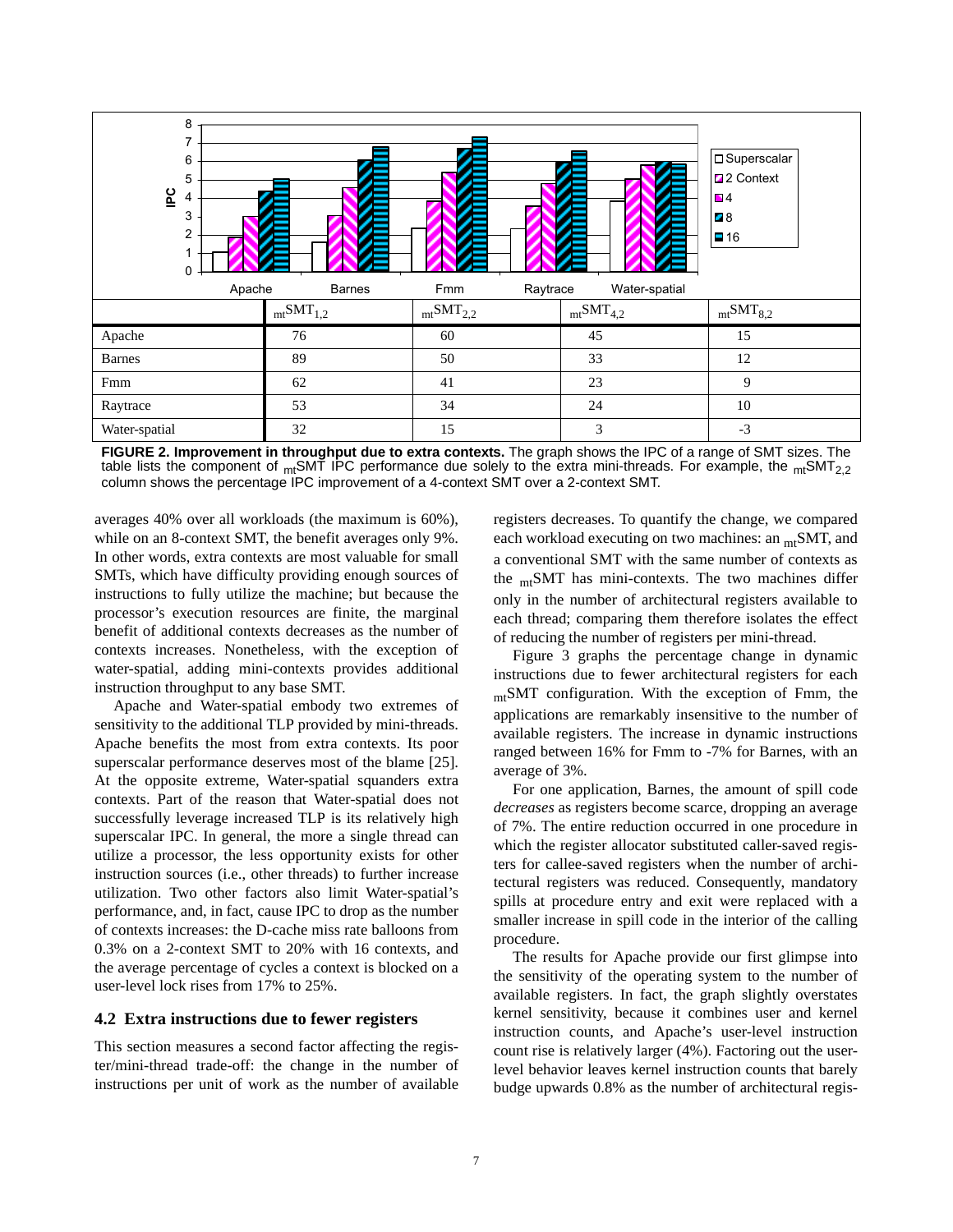| | $_{mt}SMT_{1,2}$ | $_{mt}SMT_{2,2}$ | $_{mt}SMT_{4,2}$ | $_{mt}SMT_{8,2}$ |
|---|---|---|---|---|
| Apache | 76 | 60 | 45 | 15 |
| Barnes | 89 | 50 | 33 | 12 |
| Fmm | 62 | 41 | 23 | 9 |
| Raytrace | 53 | 34 | 24 | 10 |
| Water-spatial | 32 | 15 | 3 | -3 |

**FIGURE 2. Improvement in throughput due to extra contexts.** The graph shows the IPC of a range of SMT sizes. The table lists the component of $_{mt}$SMT IPC performance due solely to the extra mini-threads. For example, the $_{mt}SMT_{2,2}$ column shows the percentage IPC improvement of a 4-context SMT over a 2-context SMT.

averages 40% over all workloads (the maximum is 60%), while on an 8-context SMT, the benefit averages only 9%. In other words, extra contexts are most valuable for small SMTs, which have difficulty providing enough sources of instructions to fully utilize the machine; but because the processor's execution resources are finite, the marginal benefit of additional contexts decreases as the number of contexts increases. Nonetheless, with the exception of water-spatial, adding mini-contexts provides additional instruction throughput to any base SMT.

Apache and Water-spatial embody two extremes of sensitivity to the additional TLP provided by mini-threads. Apache benefits the most from extra contexts. Its poor superscalar performance deserves most of the blame [25]. At the opposite extreme, Water-spatial squanders extra contexts. Part of the reason that Water-spatial does not successfully leverage increased TLP is its relatively high superscalar IPC. In general, the more a single thread can utilize a processor, the less opportunity exists for other instruction sources (i.e., other threads) to further increase utilization. Two other factors also limit Water-spatial's performance, and, in fact, cause IPC to drop as the number of contexts increases: the D-cache miss rate balloons from 0.3% on a 2-context SMT to 20% with 16 contexts, and the average percentage of cycles a context is blocked on a user-level lock rises from 17% to 25%.

### 4.2 Extra instructions due to fewer registers

This section measures a second factor affecting the register/mini-thread trade-off: the change in the number of instructions per unit of work as the number of available registers decreases. To quantify the change, we compared each workload executing on two machines: an $_{mt}$SMT, and a conventional SMT with the same number of contexts as the $_{mt}$SMT has mini-contexts. The two machines differ only in the number of architectural registers available to each thread; comparing them therefore isolates the effect of reducing the number of registers per mini-thread.

Figure 3 graphs the percentage change in dynamic instructions due to fewer architectural registers for each $_{mt}$SMT configuration. With the exception of Fmm, the applications are remarkably insensitive to the number of available registers. The increase in dynamic instructions ranged between 16% for Fmm to -7% for Barnes, with an average of 3%.

For one application, Barnes, the amount of spill code *decreases* as registers become scarce, dropping an average of 7%. The entire reduction occurred in one procedure in which the register allocator substituted caller-saved registers for callee-saved registers when the number of architectural registers was reduced. Consequently, mandatory spills at procedure entry and exit were replaced with a smaller increase in spill code in the interior of the calling procedure.

The results for Apache provide our first glimpse into the sensitivity of the operating system to the number of available registers. In fact, the graph slightly overstates kernel sensitivity, because it combines user and kernel instruction counts, and Apache's user-level instruction count rise is relatively larger (4%). Factoring out the user-level behavior leaves kernel instruction counts that barely budge upwards 0.8% as the number of architectural regis-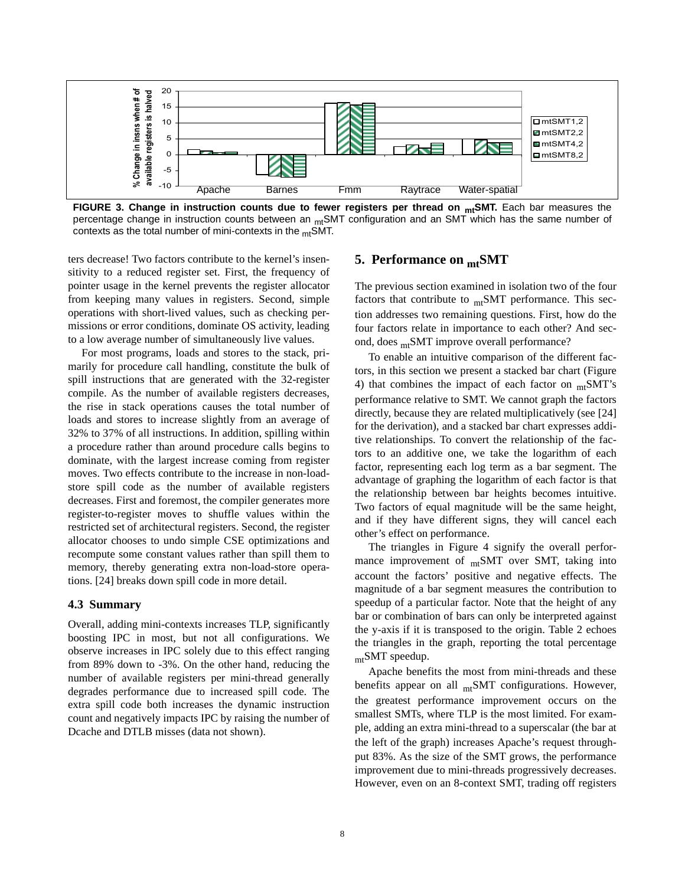FIGURE 3. Change in instruction counts due to fewer registers per thread on $_{mt}$SMT. Each bar measures the percentage change in instruction counts between an $_{mt}$SMT configuration and an SMT which has the same number of contexts as the total number of mini-contexts in the $_{mt}$SMT.

ters decrease! Two factors contribute to the kernel's insensitivity to a reduced register set. First, the frequency of pointer usage in the kernel prevents the register allocator from keeping many values in registers. Second, simple operations with short-lived values, such as checking permissions or error conditions, dominate OS activity, leading to a low average number of simultaneously live values.

For most programs, loads and stores to the stack, primarily for procedure call handling, constitute the bulk of spill instructions that are generated with the 32-register compile. As the number of available registers decreases, the rise in stack operations causes the total number of loads and stores to increase slightly from an average of 32% to 37% of all instructions. In addition, spilling within a procedure rather than around procedure calls begins to dominate, with the largest increase coming from register moves. Two effects contribute to the increase in non-load-store spill code as the number of available registers decreases. First and foremost, the compiler generates more register-to-register moves to shuffle values within the restricted set of architectural registers. Second, the register allocator chooses to undo simple CSE optimizations and recompute some constant values rather than spill them to memory, thereby generating extra non-load-store operations. [24] breaks down spill code in more detail.

### 4.3 Summary

Overall, adding mini-contexts increases TLP, significantly boosting IPC in most, but not all configurations. We observe increases in IPC solely due to this effect ranging from 89% down to -3%. On the other hand, reducing the number of available registers per mini-thread generally degrades performance due to increased spill code. The extra spill code both increases the dynamic instruction count and negatively impacts IPC by raising the number of Dcache and DTLB misses (data not shown).

## 5. Performance on $_{mt}$SMT

The previous section examined in isolation two of the four factors that contribute to $_{mt}$SMT performance. This section addresses two remaining questions. First, how do the four factors relate in importance to each other? And second, does $_{mt}$SMT improve overall performance?

To enable an intuitive comparison of the different factors, in this section we present a stacked bar chart (Figure 4) that combines the impact of each factor on $_{mt}$SMT's performance relative to SMT. We cannot graph the factors directly, because they are related multiplicatively (see [24] for the derivation), and a stacked bar chart expresses additive relationships. To convert the relationship of the factors to an additive one, we take the logarithm of each factor, representing each log term as a bar segment. The advantage of graphing the logarithm of each factor is that the relationship between bar heights becomes intuitive. Two factors of equal magnitude will be the same height, and if they have different signs, they will cancel each other's effect on performance.

The triangles in Figure 4 signify the overall performance improvement of $_{mt}$SMT over SMT, taking into account the factors' positive and negative effects. The magnitude of a bar segment measures the contribution to speedup of a particular factor. Note that the height of any bar or combination of bars can only be interpreted against the y-axis if it is transposed to the origin. Table 2 echoes the triangles in the graph, reporting the total percentage $_{mt}$SMT speedup.

Apache benefits the most from mini-threads and these benefits appear on all $_{mt}$SMT configurations. However, the greatest performance improvement occurs on the smallest SMTs, where TLP is the most limited. For example, adding an extra mini-thread to a superscalar (the bar at the left of the graph) increases Apache's request throughput 83%. As the size of the SMT grows, the performance improvement due to mini-threads progressively decreases. However, even on an 8-context SMT, trading off registers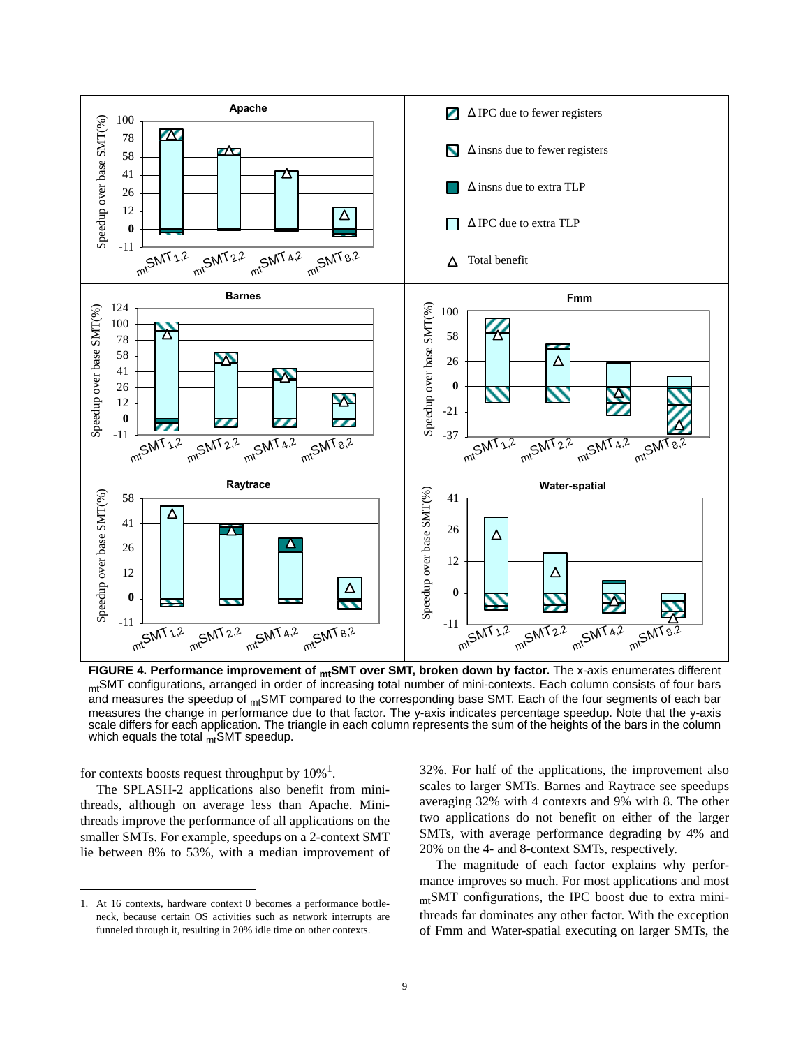**FIGURE 4. Performance improvement of $_{mt}$SMT over SMT, broken down by factor.** The x-axis enumerates different $_{mt}$SMT configurations, arranged in order of increasing total number of mini-contexts. Each column consists of four bars and measures the speedup of $_{mt}$SMT compared to the corresponding base SMT. Each of the four segments of each bar measures the change in performance due to that factor. The y-axis indicates percentage speedup. Note that the y-axis scale differs for each application. The triangle in each column represents the sum of the heights of the bars in the column which equals the total $_{mt}$SMT speedup.

for contexts boosts request throughput by 10%[1].

The SPLASH-2 applications also benefit from mini-threads, although on average less than Apache. Mini-threads improve the performance of all applications on the smaller SMTs. For example, speedups on a 2-context SMT lie between 8% to 53%, with a median improvement of 32%. For half of the applications, the improvement also scales to larger SMTs. Barnes and Raytrace see speedups averaging 32% with 4 contexts and 9% with 8. The other two applications do not benefit on either of the larger SMTs, with average performance degrading by 4% and 20% on the 4- and 8-context SMTs, respectively.

The magnitude of each factor explains why performance improves so much. For most applications and most $_{mt}$SMT configurations, the IPC boost due to extra mini-threads far dominates any other factor. With the exception of Fmm and Water-spatial executing on larger SMTs, the

1. At 16 contexts, hardware context 0 becomes a performance bottleneck, because certain OS activities such as network interrupts are funneled through it, resulting in 20% idle time on other contexts.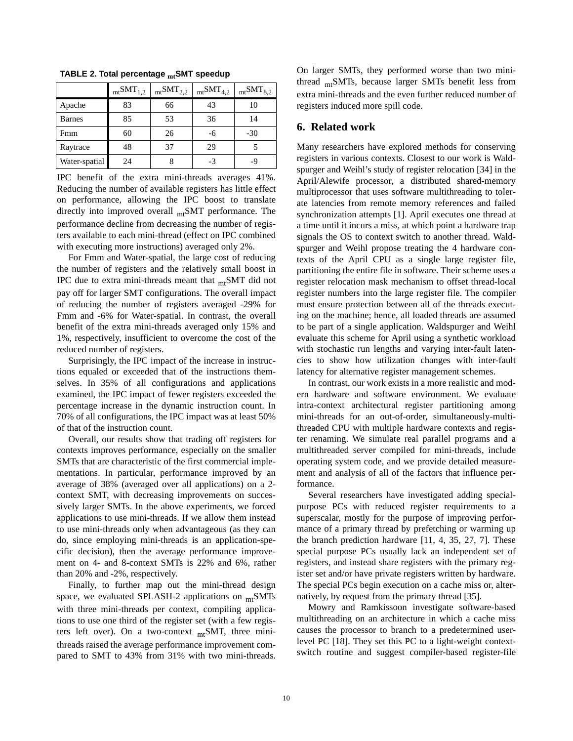**TABLE 2. Total percentage $_{mt}$SMT speedup**

| | $_{mt}SMT_{1,2}$ | $_{mt}SMT_{2,2}$ | $_{mt}SMT_{4,2}$ | $_{mt}SMT_{8,2}$ |
|---|---|---|---|---|
| Apache | 83 | 66 | 43 | 10 |
| Barnes | 85 | 53 | 36 | 14 |
| Fmm | 60 | 26 | -6 | -30 |
| Raytrace | 48 | 37 | 29 | 5 |
| Water-spatial | 24 | 8 | -3 | -9 |

IPC benefit of the extra mini-threads averages 41%. Reducing the number of available registers has little effect on performance, allowing the IPC boost to translate directly into improved overall $_{mt}$SMT performance. The performance decline from decreasing the number of registers available to each mini-thread (effect on IPC combined with executing more instructions) averaged only 2%.

For Fmm and Water-spatial, the large cost of reducing the number of registers and the relatively small boost in IPC due to extra mini-threads meant that $_{mt}$SMT did not pay off for larger SMT configurations. The overall impact of reducing the number of registers averaged -29% for Fmm and -6% for Water-spatial. In contrast, the overall benefit of the extra mini-threads averaged only 15% and 1%, respectively, insufficient to overcome the cost of the reduced number of registers.

Surprisingly, the IPC impact of the increase in instructions equaled or exceeded that of the instructions themselves. In 35% of all configurations and applications examined, the IPC impact of fewer registers exceeded the percentage increase in the dynamic instruction count. In 70% of all configurations, the IPC impact was at least 50% of that of the instruction count.

Overall, our results show that trading off registers for contexts improves performance, especially on the smaller SMTs that are characteristic of the first commercial implementations. In particular, performance improved by an average of 38% (averaged over all applications) on a 2-context SMT, with decreasing improvements on successively larger SMTs. In the above experiments, we forced applications to use mini-threads. If we allow them instead to use mini-threads only when advantageous (as they can do, since employing mini-threads is an application-specific decision), then the average performance improvement on 4- and 8-context SMTs is 22% and 6%, rather than 20% and -2%, respectively.

Finally, to further map out the mini-thread design space, we evaluated SPLASH-2 applications on $_{mt}$SMTs with three mini-threads per context, compiling applications to use one third of the register set (with a few registers left over). On a two-context $_{mt}$SMT, three mini-threads raised the average performance improvement compared to SMT to 43% from 31% with two mini-threads. On larger SMTs, they performed worse than two mini-thread $_{mt}$SMTs, because larger SMTs benefit less from extra mini-threads and the even further reduced number of registers induced more spill code.

## 6. Related work

Many researchers have explored methods for conserving registers in various contexts. Closest to our work is Waldspurger and Weihl's study of register relocation [34] in the April/Alewife processor, a distributed shared-memory multiprocessor that uses software multithreading to tolerate latencies from remote memory references and failed synchronization attempts [1]. April executes one thread at a time until it incurs a miss, at which point a hardware trap signals the OS to context switch to another thread. Waldspurger and Weihl propose treating the 4 hardware contexts of the April CPU as a single large register file, partitioning the entire file in software. Their scheme uses a register relocation mask mechanism to offset thread-local register numbers into the large register file. The compiler must ensure protection between all of the threads executing on the machine; hence, all loaded threads are assumed to be part of a single application. Waldspurger and Weihl evaluate this scheme for April using a synthetic workload with stochastic run lengths and varying inter-fault latencies to show how utilization changes with inter-fault latency for alternative register management schemes.

In contrast, our work exists in a more realistic and modern hardware and software environment. We evaluate intra-context architectural register partitioning among mini-threads for an out-of-order, simultaneously-multithreaded CPU with multiple hardware contexts and register renaming. We simulate real parallel programs and a multithreaded server compiled for mini-threads, include operating system code, and we provide detailed measurement and analysis of all of the factors that influence performance.

Several researchers have investigated adding special-purpose PCs with reduced register requirements to a superscalar, mostly for the purpose of improving performance of a primary thread by prefetching or warming up the branch prediction hardware [11, 4, 35, 27, 7]. These special purpose PCs usually lack an independent set of registers, and instead share registers with the primary register set and/or have private registers written by hardware. The special PCs begin execution on a cache miss or, alternatively, by request from the primary thread [35].

Mowry and Ramkissoon investigate software-based multithreading on an architecture in which a cache miss causes the processor to branch to a predetermined user-level PC [18]. They set this PC to a light-weight context-switch routine and suggest compiler-based register-file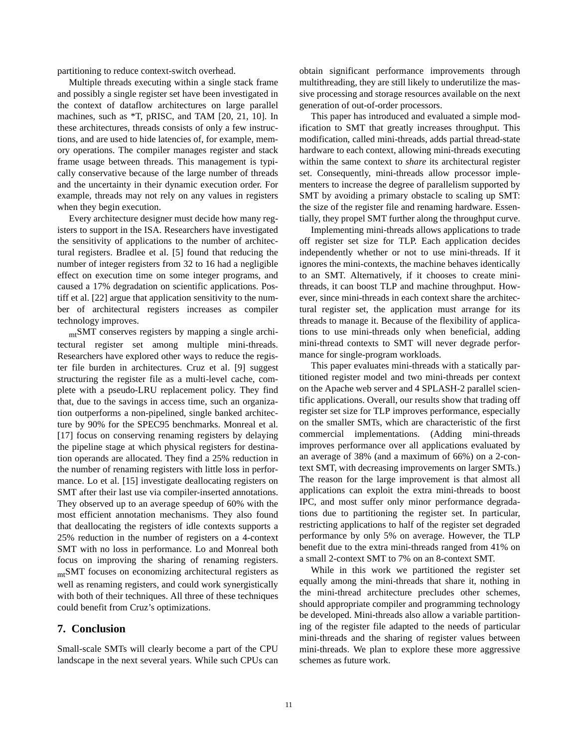partitioning to reduce context-switch overhead.

Multiple threads executing within a single stack frame and possibly a single register set have been investigated in the context of dataflow architectures on large parallel machines, such as *T, pRISC, and TAM [20, 21, 10]. In these architectures, threads consists of only a few instructions, and are used to hide latencies of, for example, memory operations. The compiler manages register and stack frame usage between threads. This management is typically conservative because of the large number of threads and the uncertainty in their dynamic execution order. For example, threads may not rely on any values in registers when they begin execution.

Every architecture designer must decide how many registers to support in the ISA. Researchers have investigated the sensitivity of applications to the number of architectural registers. Bradlee et al. [5] found that reducing the number of integer registers from 32 to 16 had a negligible effect on execution time on some integer programs, and caused a 17% degradation on scientific applications. Postiff et al. [22] argue that application sensitivity to the number of architectural registers increases as compiler technology improves.

$_{mt}$SMT conserves registers by mapping a single architectural register set among multiple mini-threads. Researchers have explored other ways to reduce the register file burden in architectures. Cruz et al. [9] suggest structuring the register file as a multi-level cache, complete with a pseudo-LRU replacement policy. They find that, due to the savings in access time, such an organization outperforms a non-pipelined, single banked architecture by 90% for the SPEC95 benchmarks. Monreal et al. [17] focus on conserving renaming registers by delaying the pipeline stage at which physical registers for destination operands are allocated. They find a 25% reduction in the number of renaming registers with little loss in performance. Lo et al. [15] investigate deallocating registers on SMT after their last use via compiler-inserted annotations. They observed up to an average speedup of 60% with the most efficient annotation mechanisms. They also found that deallocating the registers of idle contexts supports a 25% reduction in the number of registers on a 4-context SMT with no loss in performance. Lo and Monreal both focus on improving the sharing of renaming registers. $_{mt}$SMT focuses on economizing architectural registers as well as renaming registers, and could work synergistically with both of their techniques. All three of these techniques could benefit from Cruz's optimizations.

## 7. Conclusion

Small-scale SMTs will clearly become a part of the CPU landscape in the next several years. While such CPUs can obtain significant performance improvements through multithreading, they are still likely to underutilize the massive processing and storage resources available on the next generation of out-of-order processors.

This paper has introduced and evaluated a simple modification to SMT that greatly increases throughput. This modification, called mini-threads, adds partial thread-state hardware to each context, allowing mini-threads executing within the same context to *share* its architectural register set. Consequently, mini-threads allow processor implementers to increase the degree of parallelism supported by SMT by avoiding a primary obstacle to scaling up SMT: the size of the register file and renaming hardware. Essentially, they propel SMT further along the throughput curve.

Implementing mini-threads allows applications to trade off register set size for TLP. Each application decides independently whether or not to use mini-threads. If it ignores the mini-contexts, the machine behaves identically to an SMT. Alternatively, if it chooses to create mini-threads, it can boost TLP and machine throughput. However, since mini-threads in each context share the architectural register set, the application must arrange for its threads to manage it. Because of the flexibility of applications to use mini-threads only when beneficial, adding mini-thread contexts to SMT will never degrade performance for single-program workloads.

This paper evaluates mini-threads with a statically partitioned register model and two mini-threads per context on the Apache web server and 4 SPLASH-2 parallel scientific applications. Overall, our results show that trading off register set size for TLP improves performance, especially on the smaller SMTs, which are characteristic of the first commercial implementations. (Adding mini-threads improves performance over all applications evaluated by an average of 38% (and a maximum of 66%) on a 2-context SMT, with decreasing improvements on larger SMTs.) The reason for the large improvement is that almost all applications can exploit the extra mini-threads to boost IPC, and most suffer only minor performance degradations due to partitioning the register set. In particular, restricting applications to half of the register set degraded performance by only 5% on average. However, the TLP benefit due to the extra mini-threads ranged from 41% on a small 2-context SMT to 7% on an 8-context SMT.

While in this work we partitioned the register set equally among the mini-threads that share it, nothing in the mini-thread architecture precludes other schemes, should appropriate compiler and programming technology be developed. Mini-threads also allow a variable partitioning of the register file adapted to the needs of particular mini-threads and the sharing of register values between mini-threads. We plan to explore these more aggressive schemes as future work.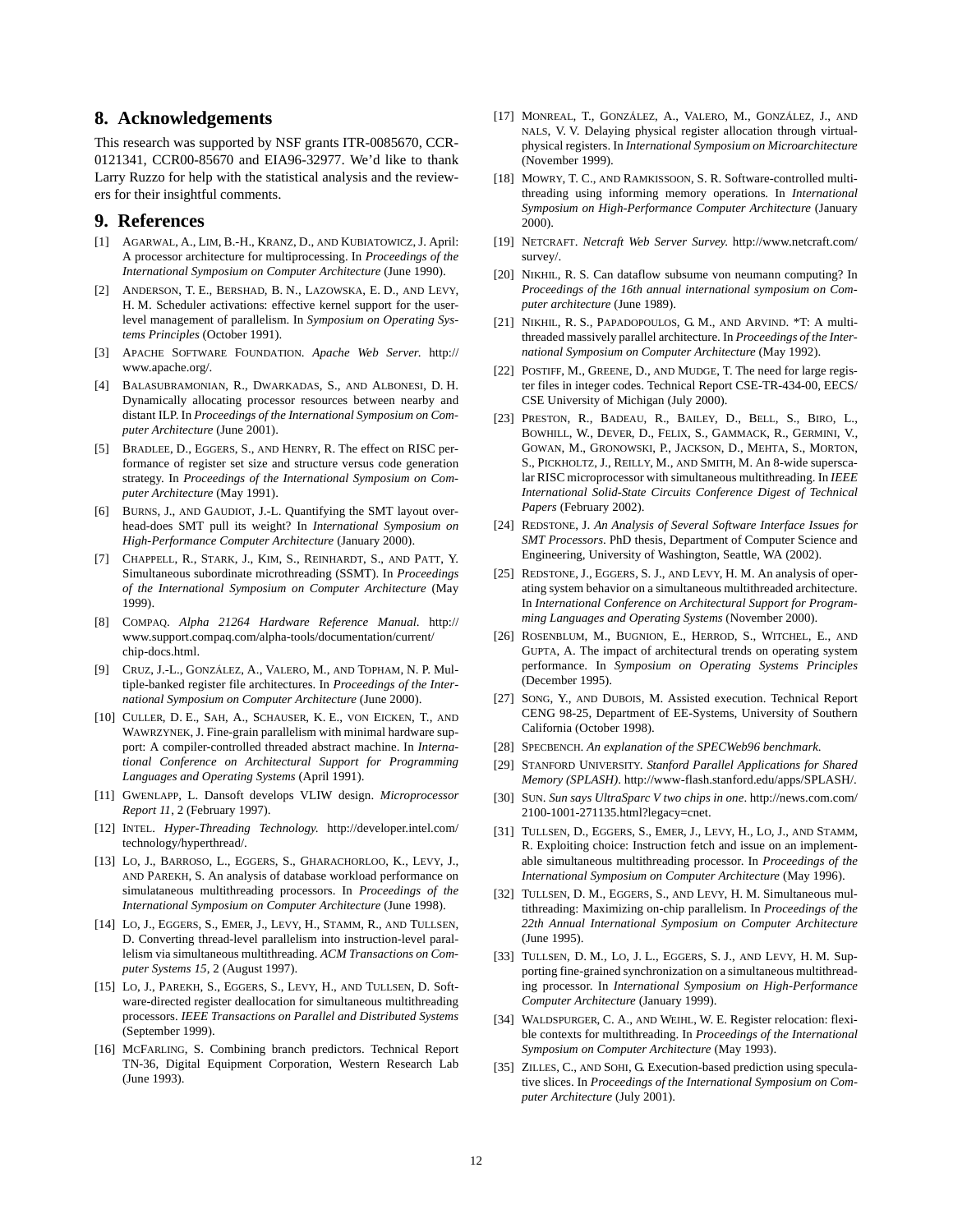## 8. Acknowledgements

This research was supported by NSF grants ITR-0085670, CCR-0121341, CCR00-85670 and EIA96-32977. We'd like to thank Larry Ruzzo for help with the statistical analysis and the reviewers for their insightful comments.

## 9. References

[1] Agarwal, A., Lim, B.-H., Kranz, D., and Kubiatowicz, J. April: A processor architecture for multiprocessing. In *Proceedings of the International Symposium on Computer Architecture* (June 1990).

[2] Anderson, T. E., Bershad, B. N., Lazowska, E. D., and Levy, H. M. Scheduler activations: effective kernel support for the user-level management of parallelism. In *Symposium on Operating Systems Principles* (October 1991).

[3] Apache Software Foundation. *Apache Web Server.* http://www.apache.org/.

[4] Balasubramonian, R., Dwarkadas, S., and Albonesi, D. H. Dynamically allocating processor resources between nearby and distant ILP. In *Proceedings of the International Symposium on Computer Architecture* (June 2001).

[5] Bradlee, D., Eggers, S., and Henry, R. The effect on RISC performance of register set size and structure versus code generation strategy. In *Proceedings of the International Symposium on Computer Architecture* (May 1991).

[6] Burns, J., and Gaudiot, J.-L. Quantifying the SMT layout overhead-does SMT pull its weight? In *International Symposium on High-Performance Computer Architecture* (January 2000).

[7] Chappell, R., Stark, J., Kim, S., Reinhardt, S., and Patt, Y. Simultaneous subordinate microthreading (SSMT). In *Proceedings of the International Symposium on Computer Architecture* (May 1999).

[8] Compaq. *Alpha 21264 Hardware Reference Manual.* http://www.support.compaq.com/alpha-tools/documentation/current/chip-docs.html.

[9] Cruz, J.-L., González, A., Valero, M., and Topham, N. P. Multiple-banked register file architectures. In *Proceedings of the International Symposium on Computer Architecture* (June 2000).

[10] Culler, D. E., Sah, A., Schauser, K. E., von Eicken, T., and Wawrzynek, J. Fine-grain parallelism with minimal hardware support: A compiler-controlled threaded abstract machine. In *International Conference on Architectural Support for Programming Languages and Operating Systems* (April 1991).

[11] Gwenlapp, L. Dansoft develops VLIW design. *Microprocessor Report 11*, 2 (February 1997).

[12] Intel. *Hyper-Threading Technology.* http://developer.intel.com/technology/hyperthread/.

[13] Lo, J., Barroso, L., Eggers, S., Gharachorloo, K., Levy, J., and Parekh, S. An analysis of database workload performance on simulataneous multithreading processors. In *Proceedings of the International Symposium on Computer Architecture* (June 1998).

[14] Lo, J., Eggers, S., Emer, J., Levy, H., Stamm, R., and Tullsen, D. Converting thread-level parallelism into instruction-level parallelism via simultaneous multithreading. *ACM Transactions on Computer Systems 15*, 2 (August 1997).

[15] Lo, J., Parekh, S., Eggers, S., Levy, H., and Tullsen, D. Software-directed register deallocation for simultaneous multithreading processors. *IEEE Transactions on Parallel and Distributed Systems* (September 1999).

[16] McFarling, S. Combining branch predictors. Technical Report TN-36, Digital Equipment Corporation, Western Research Lab (June 1993).

[17] Monreal, T., González, A., Valero, M., González, J., and nals, V. V. Delaying physical register allocation through virtual-physical registers. In *International Symposium on Microarchitecture* (November 1999).

[18] Mowry, T. C., and Ramkissoon, S. R. Software-controlled multithreading using informing memory operations. In *International Symposium on High-Performance Computer Architecture* (January 2000).

[19] Netcraft. *Netcraft Web Server Survey.* http://www.netcraft.com/survey/.

[20] Nikhil, R. S. Can dataflow subsume von neumann computing? In *Proceedings of the 16th annual international symposium on Computer architecture* (June 1989).

[21] Nikhil, R. S., Papadopoulos, G. M., and Arvind. *T: A multithreaded massively parallel architecture. In *Proceedings of the International Symposium on Computer Architecture* (May 1992).

[22] Postiff, M., Greene, D., and Mudge, T. The need for large register files in integer codes. Technical Report CSE-TR-434-00, EECS/CSE University of Michigan (July 2000).

[23] Preston, R., Badeau, R., Bailey, D., Bell, S., Biro, L., Bowhill, W., Dever, D., Felix, S., Gammack, R., Germini, V., Gowan, M., Gronowski, P., Jackson, D., Mehta, S., Morton, S., Pickholtz, J., Reilly, M., and Smith, M. An 8-wide superscalar RISC microprocessor with simultaneous multithreading. In *IEEE International Solid-State Circuits Conference Digest of Technical Papers* (February 2002).

[24] Redstone, J. *An Analysis of Several Software Interface Issues for SMT Processors*. PhD thesis, Department of Computer Science and Engineering, University of Washington, Seattle, WA (2002).

[25] Redstone, J., Eggers, S. J., and Levy, H. M. An analysis of operating system behavior on a simultaneous multithreaded architecture. In *International Conference on Architectural Support for Programming Languages and Operating Systems* (November 2000).

[26] Rosenblum, M., Bugnion, E., Herrod, S., Witchel, E., and Gupta, A. The impact of architectural trends on operating system performance. In *Symposium on Operating Systems Principles* (December 1995).

[27] Song, Y., and Dubois, M. Assisted execution. Technical Report CENG 98-25, Department of EE-Systems, University of Southern California (October 1998).

[28] Specbench. *An explanation of the SPECWeb96 benchmark.*

[29] Stanford University. *Stanford Parallel Applications for Shared Memory (SPLASH)*. http://www-flash.stanford.edu/apps/SPLASH/.

[30] Sun. *Sun says UltraSparc V two chips in one*. http://news.com.com/2100-1001-271135.html?legacy=cnet.

[31] Tullsen, D., Eggers, S., Emer, J., Levy, H., Lo, J., and Stamm, R. Exploiting choice: Instruction fetch and issue on an implementable simultaneous multithreading processor. In *Proceedings of the International Symposium on Computer Architecture* (May 1996).

[32] Tullsen, D. M., Eggers, S., and Levy, H. M. Simultaneous multithreading: Maximizing on-chip parallelism. In *Proceedings of the 22th Annual International Symposium on Computer Architecture* (June 1995).

[33] Tullsen, D. M., Lo, J. L., Eggers, S. J., and Levy, H. M. Supporting fine-grained synchronization on a simultaneous multithreading processor. In *International Symposium on High-Performance Computer Architecture* (January 1999).

[34] Waldspurger, C. A., and Weihl, W. E. Register relocation: flexible contexts for multithreading. In *Proceedings of the International Symposium on Computer Architecture* (May 1993).

[35] Zilles, C., and Sohi, G. Execution-based prediction using speculative slices. In *Proceedings of the International Symposium on Computer Architecture* (July 2001).